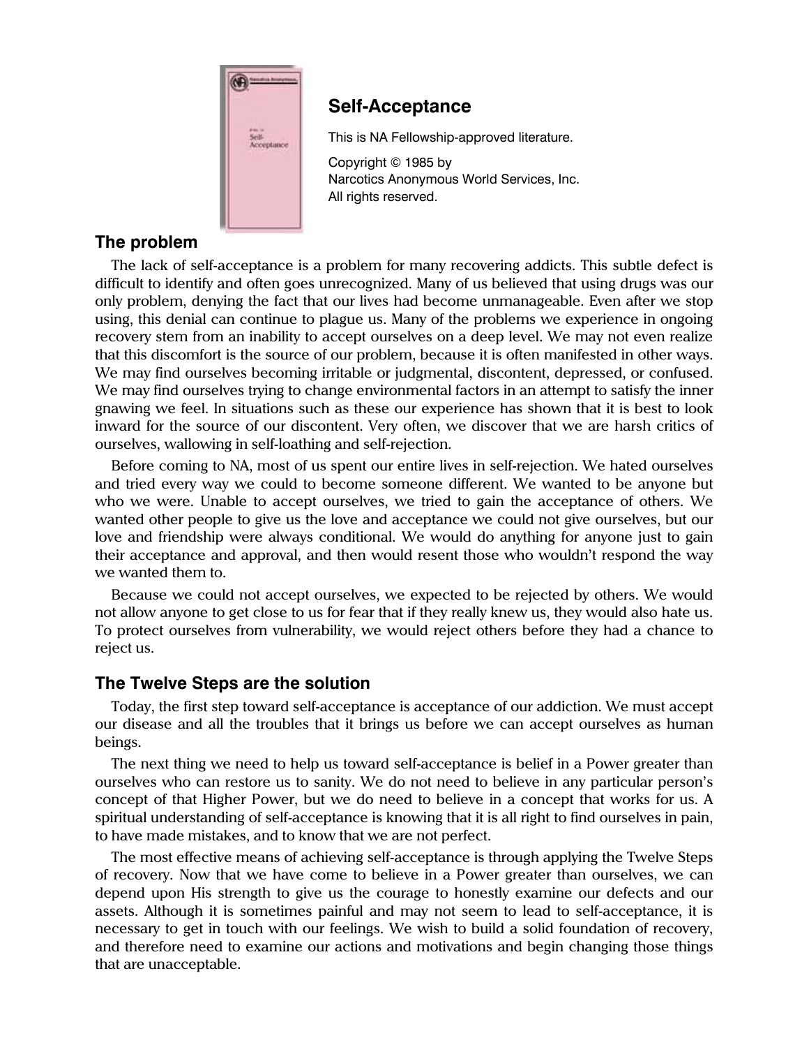## Self-Acceptance

This is NA Fellowship-approved literature.

Copyright © 1985 by
Narcotics Anonymous World Services, Inc.
All rights reserved.

### The problem

The lack of self-acceptance is a problem for many recovering addicts. This subtle defect is difficult to identify and often goes unrecognized. Many of us believed that using drugs was our only problem, denying the fact that our lives had become unmanageable. Even after we stop using, this denial can continue to plague us. Many of the problems we experience in ongoing recovery stem from an inability to accept ourselves on a deep level. We may not even realize that this discomfort is the source of our problem, because it is often manifested in other ways. We may find ourselves becoming irritable or judgmental, discontent, depressed, or confused. We may find ourselves trying to change environmental factors in an attempt to satisfy the inner gnawing we feel. In situations such as these our experience has shown that it is best to look inward for the source of our discontent. Very often, we discover that we are harsh critics of ourselves, wallowing in self-loathing and self-rejection.

Before coming to NA, most of us spent our entire lives in self-rejection. We hated ourselves and tried every way we could to become someone different. We wanted to be anyone but who we were. Unable to accept ourselves, we tried to gain the acceptance of others. We wanted other people to give us the love and acceptance we could not give ourselves, but our love and friendship were always conditional. We would do anything for anyone just to gain their acceptance and approval, and then would resent those who wouldn't respond the way we wanted them to.

Because we could not accept ourselves, we expected to be rejected by others. We would not allow anyone to get close to us for fear that if they really knew us, they would also hate us. To protect ourselves from vulnerability, we would reject others before they had a chance to reject us.

### The Twelve Steps are the solution

Today, the first step toward self-acceptance is acceptance of our addiction. We must accept our disease and all the troubles that it brings us before we can accept ourselves as human beings.

The next thing we need to help us toward self-acceptance is belief in a Power greater than ourselves who can restore us to sanity. We do not need to believe in any particular person's concept of that Higher Power, but we do need to believe in a concept that works for us. A spiritual understanding of self-acceptance is knowing that it is all right to find ourselves in pain, to have made mistakes, and to know that we are not perfect.

The most effective means of achieving self-acceptance is through applying the Twelve Steps of recovery. Now that we have come to believe in a Power greater than ourselves, we can depend upon His strength to give us the courage to honestly examine our defects and our assets. Although it is sometimes painful and may not seem to lead to self-acceptance, it is necessary to get in touch with our feelings. We wish to build a solid foundation of recovery, and therefore need to examine our actions and motivations and begin changing those things that are unacceptable.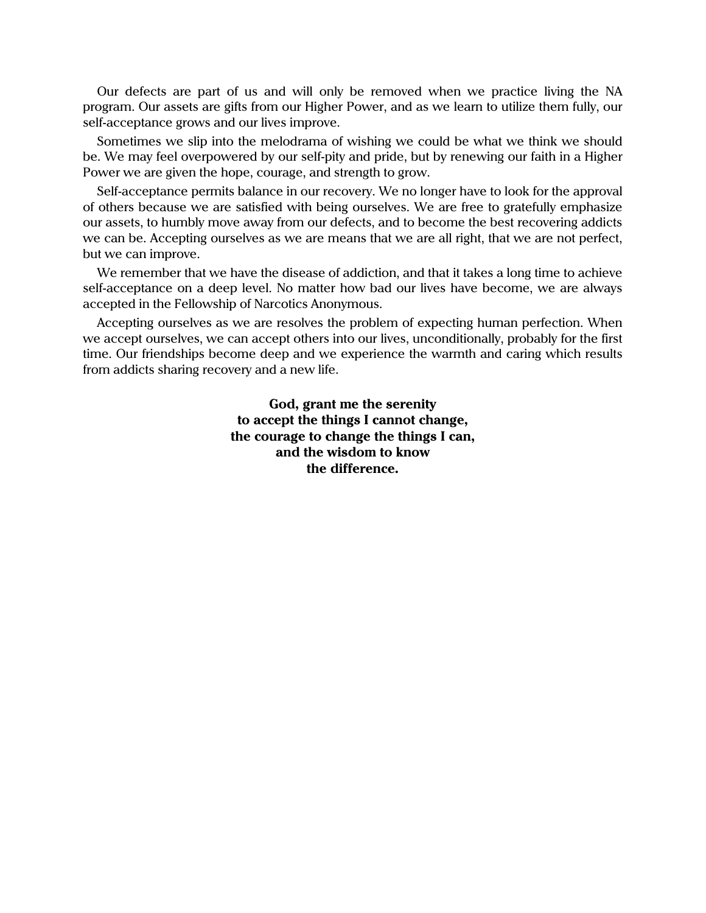Our defects are part of us and will only be removed when we practice living the NA program. Our assets are gifts from our Higher Power, and as we learn to utilize them fully, our self-acceptance grows and our lives improve.

Sometimes we slip into the melodrama of wishing we could be what we think we should be. We may feel overpowered by our self-pity and pride, but by renewing our faith in a Higher Power we are given the hope, courage, and strength to grow.

Self-acceptance permits balance in our recovery. We no longer have to look for the approval of others because we are satisfied with being ourselves. We are free to gratefully emphasize our assets, to humbly move away from our defects, and to become the best recovering addicts we can be. Accepting ourselves as we are means that we are all right, that we are not perfect, but we can improve.

We remember that we have the disease of addiction, and that it takes a long time to achieve self-acceptance on a deep level. No matter how bad our lives have become, we are always accepted in the Fellowship of Narcotics Anonymous.

Accepting ourselves as we are resolves the problem of expecting human perfection. When we accept ourselves, we can accept others into our lives, unconditionally, probably for the first time. Our friendships become deep and we experience the warmth and caring which results from addicts sharing recovery and a new life.

**God, grant me the serenity**
**to accept the things I cannot change,**
**the courage to change the things I can,**
**and the wisdom to know**
**the difference.**